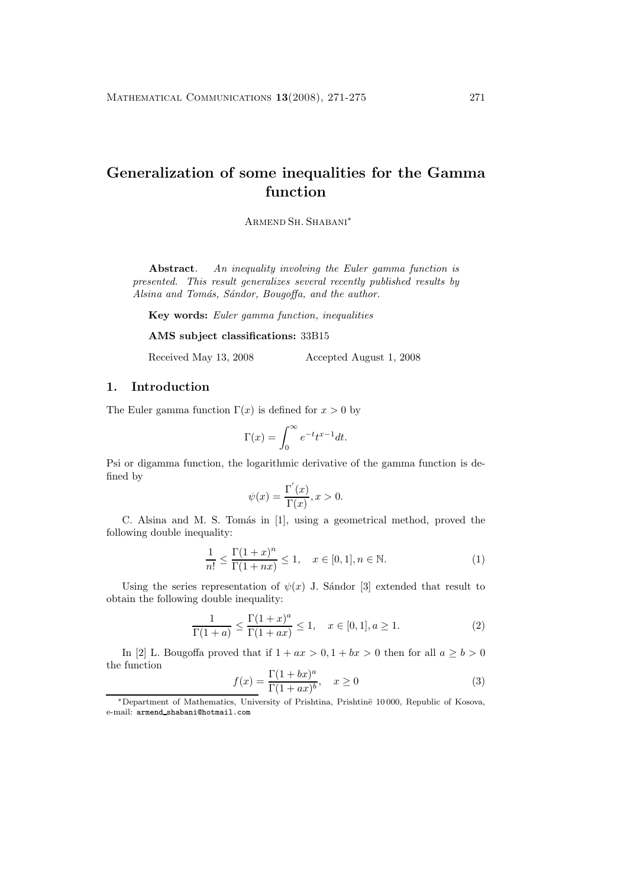# Generalization of some inequalities for the Gamma function

Armend Sh. Shabani[*]

**Abstract**. *An inequality involving the Euler gamma function is presented. This result generalizes several recently published results by Alsina and Tomás, Sándor, Bougoffa, and the author.*

**Key words:** *Euler gamma function, inequalities*

**AMS subject classifications:** 33B15

Received May 13, 2008 Accepted August 1, 2008

## 1. Introduction

The Euler gamma function $\Gamma(x)$ is defined for $x > 0$ by

$$\Gamma(x) = \int_0^\infty e^{-t} t^{x-1} dt.$$

Psi or digamma function, the logarithmic derivative of the gamma function is defined by

$$\psi(x) = \frac{\Gamma'(x)}{\Gamma(x)}, x > 0.$$

C. Alsina and M. S. Tomás in [1], using a geometrical method, proved the following double inequality:

$$\frac{1}{n!} \leq \frac{\Gamma(1+x)^n}{\Gamma(1+nx)} \leq 1, \quad x \in [0,1], n \in \mathbb{N}. \tag{1}$$

Using the series representation of $\psi(x)$ J. Sándor [3] extended that result to obtain the following double inequality:

$$\frac{1}{\Gamma(1+a)} \leq \frac{\Gamma(1+x)^a}{\Gamma(1+ax)} \leq 1, \quad x \in [0,1], a \geq 1. \tag{2}$$

In [2] L. Bougoffa proved that if $1 + ax > 0, 1 + bx > 0$ then for all $a \geq b > 0$ the function

$$f(x) = \frac{\Gamma(1+bx)^a}{\Gamma(1+ax)^b}, \quad x \geq 0 \tag{3}$$

[*]Department of Mathematics, University of Prishtina, Prishtinë 10 000, Republic of Kosova, e-mail: armend_shabani@hotmail.com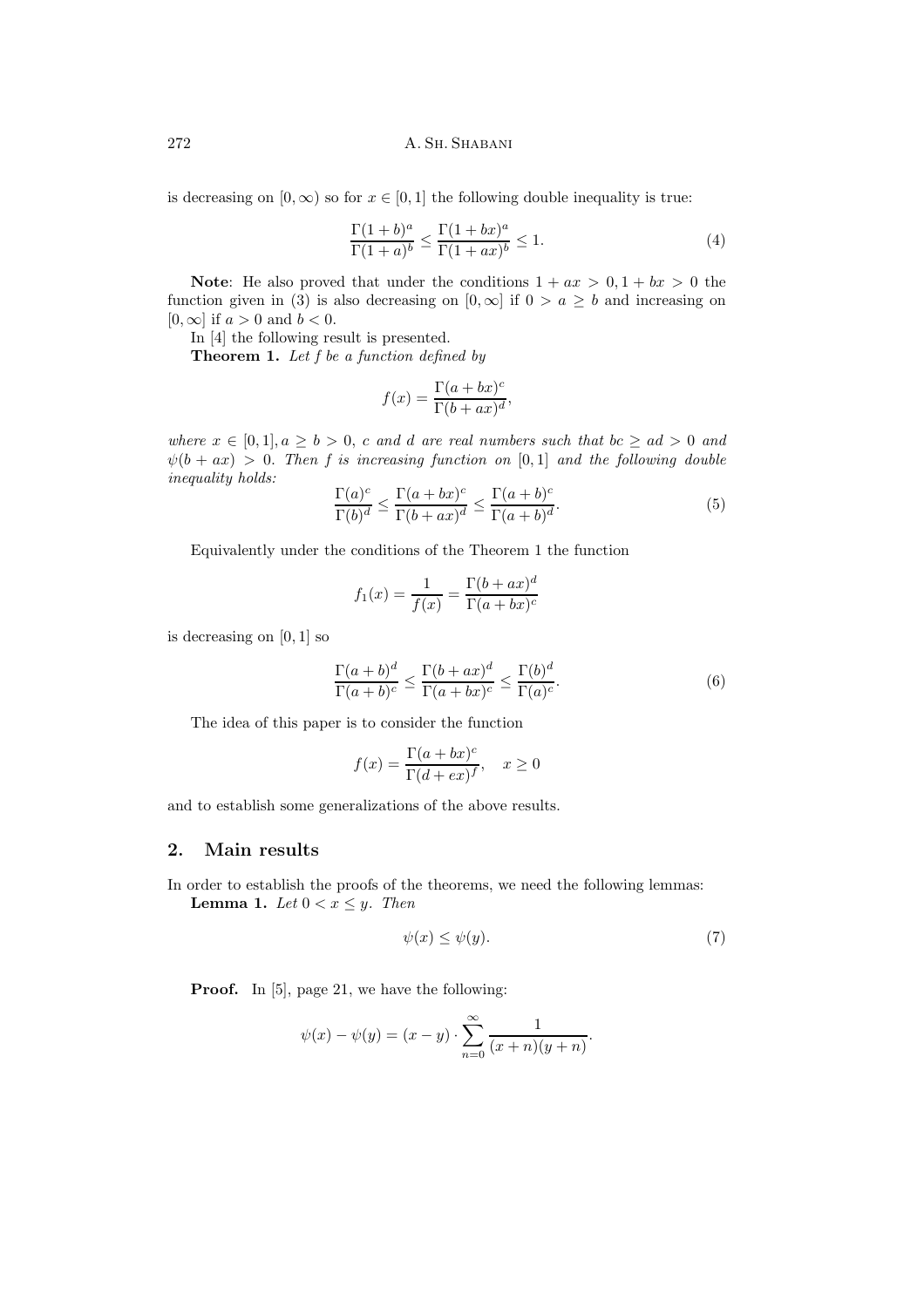is decreasing on $[0, \infty)$ so for $x \in [0, 1]$ the following double inequality is true:

$$\frac{\Gamma(1+b)^a}{\Gamma(1+a)^b} \leq \frac{\Gamma(1+bx)^a}{\Gamma(1+ax)^b} \leq 1. \tag{4}$$

**Note**: He also proved that under the conditions $1 + ax > 0, 1 + bx > 0$ the function given in (3) is also decreasing on $[0, \infty]$ if $0 > a \geq b$ and increasing on $[0, \infty]$ if $a > 0$ and $b < 0$.

In [4] the following result is presented.

**Theorem 1.** *Let $f$ be a function defined by*

$$f(x) = \frac{\Gamma(a+bx)^c}{\Gamma(b+ax)^d},$$

*where $x \in [0, 1], a \geq b > 0$, $c$ and $d$ are real numbers such that $bc \geq ad > 0$ and $\psi(b + ax) > 0$. Then $f$ is increasing function on $[0, 1]$ and the following double inequality holds:*

$$\frac{\Gamma(a)^c}{\Gamma(b)^d} \leq \frac{\Gamma(a+bx)^c}{\Gamma(b+ax)^d} \leq \frac{\Gamma(a+b)^c}{\Gamma(a+b)^d}. \tag{5}$$

Equivalently under the conditions of the Theorem 1 the function

$$f_1(x) = \frac{1}{f(x)} = \frac{\Gamma(b+ax)^d}{\Gamma(a+bx)^c}$$

is decreasing on $[0, 1]$ so

$$\frac{\Gamma(a+b)^d}{\Gamma(a+b)^c} \leq \frac{\Gamma(b+ax)^d}{\Gamma(a+bx)^c} \leq \frac{\Gamma(b)^d}{\Gamma(a)^c}. \tag{6}$$

The idea of this paper is to consider the function

$$f(x) = \frac{\Gamma(a+bx)^c}{\Gamma(d+ex)^f}, \quad x \geq 0$$

and to establish some generalizations of the above results.

## 2. Main results

In order to establish the proofs of the theorems, we need the following lemmas:

**Lemma 1.** *Let $0 < x \leq y$. Then*

$$\psi(x) \leq \psi(y). \tag{7}$$

**Proof.** In [5], page 21, we have the following:

$$\psi(x) - \psi(y) = (x - y) \cdot \sum_{n=0}^{\infty} \frac{1}{(x+n)(y+n)}.$$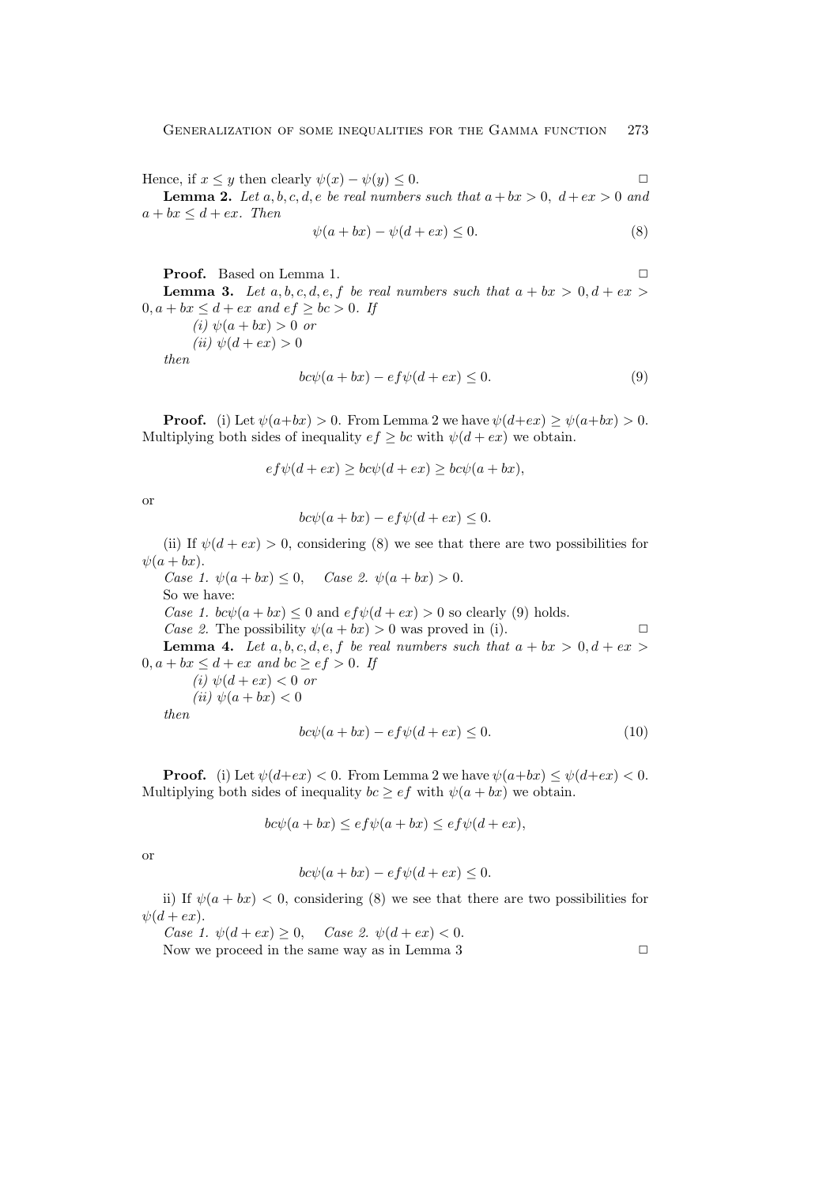Hence, if $x \leq y$ then clearly $\psi(x) - \psi(y) \leq 0$. $\square$

**Lemma 2.** *Let $a, b, c, d, e$ be real numbers such that $a + bx > 0,\ d + ex > 0$ and $a + bx \leq d + ex$. Then*

$$\psi(a + bx) - \psi(d + ex) \leq 0. \tag{8}$$

**Proof.** Based on Lemma 1. $\square$

**Lemma 3.** *Let $a, b, c, d, e, f$ be real numbers such that $a + bx > 0, d + ex > 0, a + bx \leq d + ex$ and $ef \geq bc > 0$. If*

*(i) $\psi(a + bx) > 0$ or*

*(ii) $\psi(d + ex) > 0$*

*then*

$$bc\psi(a + bx) - ef\psi(d + ex) \leq 0. \tag{9}$$

**Proof.** (i) Let $\psi(a+bx) > 0$. From Lemma 2 we have $\psi(d+ex) \geq \psi(a+bx) > 0$. Multiplying both sides of inequality $ef \geq bc$ with $\psi(d + ex)$ we obtain.

$$ef\psi(d + ex) \geq bc\psi(d + ex) \geq bc\psi(a + bx),$$

or

$$bc\psi(a + bx) - ef\psi(d + ex) \leq 0.$$

(ii) If $\psi(d + ex) > 0$, considering (8) we see that there are two possibilities for $\psi(a + bx)$.

*Case 1.* $\psi(a + bx) \leq 0$, *Case 2.* $\psi(a + bx) > 0$.

So we have:

*Case 1.* $bc\psi(a + bx) \leq 0$ and $ef\psi(d + ex) > 0$ so clearly (9) holds.

*Case 2.* The possibility $\psi(a + bx) > 0$ was proved in (i). $\square$

**Lemma 4.** *Let $a, b, c, d, e, f$ be real numbers such that $a + bx > 0, d + ex > 0, a + bx \leq d + ex$ and $bc \geq ef > 0$. If*

*(i) $\psi(d + ex) < 0$ or*

*(ii) $\psi(a + bx) < 0$*

*then*

$$bc\psi(a + bx) - ef\psi(d + ex) \leq 0. \tag{10}$$

**Proof.** (i) Let $\psi(d+ex) < 0$. From Lemma 2 we have $\psi(a+bx) \leq \psi(d+ex) < 0$. Multiplying both sides of inequality $bc \geq ef$ with $\psi(a + bx)$ we obtain.

$$bc\psi(a + bx) \leq ef\psi(a + bx) \leq ef\psi(d + ex),$$

or

$$bc\psi(a + bx) - ef\psi(d + ex) \leq 0.$$

ii) If $\psi(a + bx) < 0$, considering (8) we see that there are two possibilities for $\psi(d + ex)$.

*Case 1.* $\psi(d + ex) \geq 0$, *Case 2.* $\psi(d + ex) < 0$.

Now we proceed in the same way as in Lemma 3 $\square$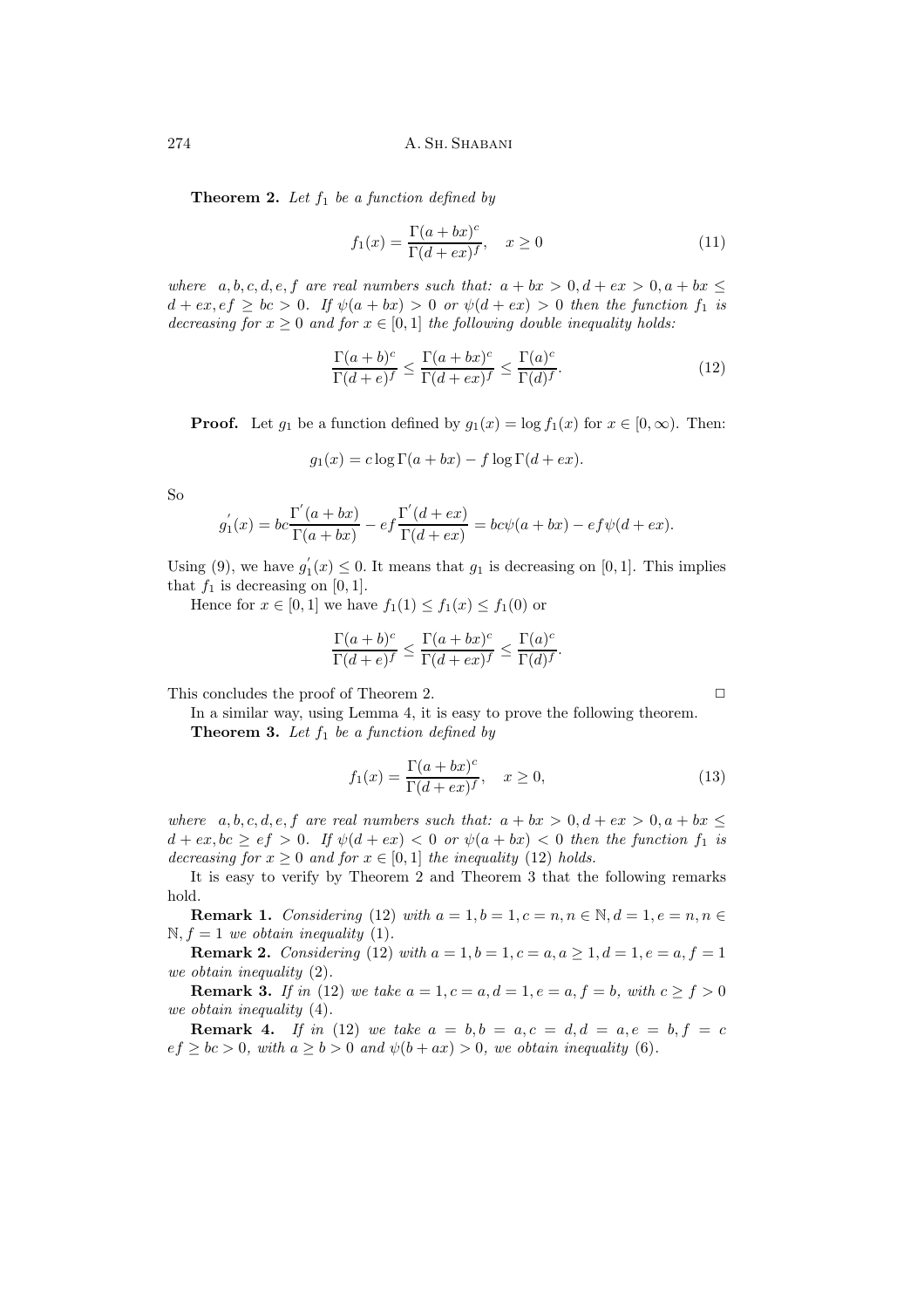**Theorem 2.** *Let $f_1$ be a function defined by*

$$f_1(x) = \frac{\Gamma(a+bx)^c}{\Gamma(d+ex)^f}, \quad x \geq 0 \tag{11}$$

*where $a, b, c, d, e, f$ are real numbers such that: $a + bx > 0, d + ex > 0, a + bx \leq d + ex, ef \geq bc > 0$. If $\psi(a + bx) > 0$ or $\psi(d + ex) > 0$ then the function $f_1$ is decreasing for $x \geq 0$ and for $x \in [0, 1]$ the following double inequality holds:*

$$\frac{\Gamma(a+b)^c}{\Gamma(d+e)^f} \leq \frac{\Gamma(a+bx)^c}{\Gamma(d+ex)^f} \leq \frac{\Gamma(a)^c}{\Gamma(d)^f}. \tag{12}$$

**Proof.** Let $g_1$ be a function defined by $g_1(x) = \log f_1(x)$ for $x \in [0, \infty)$. Then:

$$g_1(x) = c \log \Gamma(a + bx) - f \log \Gamma(d + ex).$$

So

$$g_1^{'}(x) = bc\frac{\Gamma^{'}(a+bx)}{\Gamma(a+bx)} - ef\frac{\Gamma^{'}(d+ex)}{\Gamma(d+ex)} = bc\psi(a+bx) - ef\psi(d+ex).$$

Using (9), we have $g_1^{'}(x) \leq 0$. It means that $g_1$ is decreasing on $[0, 1]$. This implies that $f_1$ is decreasing on $[0, 1]$.

Hence for $x \in [0, 1]$ we have $f_1(1) \leq f_1(x) \leq f_1(0)$ or

$$\frac{\Gamma(a+b)^c}{\Gamma(d+e)^f} \leq \frac{\Gamma(a+bx)^c}{\Gamma(d+ex)^f} \leq \frac{\Gamma(a)^c}{\Gamma(d)^f}.$$

This concludes the proof of Theorem 2. □

In a similar way, using Lemma 4, it is easy to prove the following theorem.

**Theorem 3.** *Let $f_1$ be a function defined by*

$$f_1(x) = \frac{\Gamma(a+bx)^c}{\Gamma(d+ex)^f}, \quad x \geq 0, \tag{13}$$

*where $a, b, c, d, e, f$ are real numbers such that: $a + bx > 0, d + ex > 0, a + bx \leq d + ex, bc \geq ef > 0$. If $\psi(d + ex) < 0$ or $\psi(a + bx) < 0$ then the function $f_1$ is decreasing for $x \geq 0$ and for $x \in [0, 1]$ the inequality (12) holds.*

It is easy to verify by Theorem 2 and Theorem 3 that the following remarks hold.

**Remark 1.** *Considering (12) with $a = 1, b = 1, c = n, n \in \mathbb{N}, d = 1, e = n, n \in \mathbb{N}, f = 1$ we obtain inequality (1).*

**Remark 2.** *Considering (12) with $a = 1, b = 1, c = a, a \geq 1, d = 1, e = a, f = 1$ we obtain inequality (2).*

**Remark 3.** *If in (12) we take $a = 1, c = a, d = 1, e = a, f = b$, with $c \geq f > 0$ we obtain inequality (4).*

**Remark 4.** *If in (12) we take $a = b, b = a, c = d, d = a, e = b, f = c$ $ef \geq bc > 0$, with $a \geq b > 0$ and $\psi(b + ax) > 0$, we obtain inequality (6).*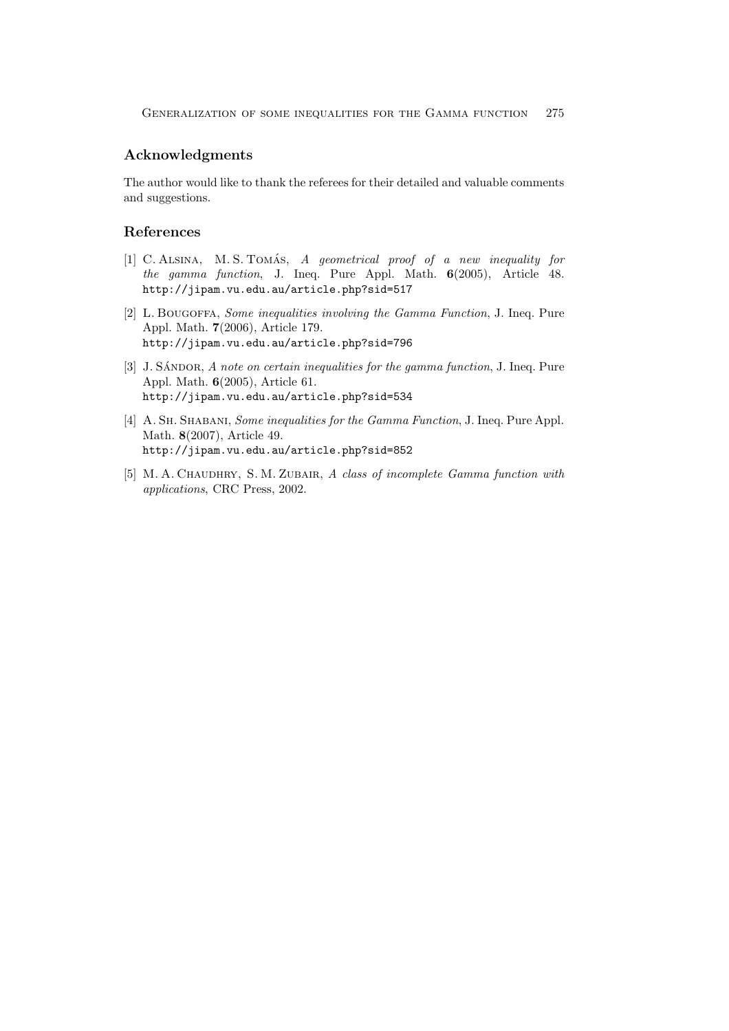## Acknowledgments

The author would like to thank the referees for their detailed and valuable comments and suggestions.

## References

[1] C. Alsina, M. S. Tomás, *A geometrical proof of a new inequality for the gamma function*, J. Ineq. Pure Appl. Math. **6**(2005), Article 48. http://jipam.vu.edu.au/article.php?sid=517

[2] L. Bougoffa, *Some inequalities involving the Gamma Function*, J. Ineq. Pure Appl. Math. **7**(2006), Article 179. http://jipam.vu.edu.au/article.php?sid=796

[3] J. Sándor, *A note on certain inequalities for the gamma function*, J. Ineq. Pure Appl. Math. **6**(2005), Article 61. http://jipam.vu.edu.au/article.php?sid=534

[4] A. Sh. Shabani, *Some inequalities for the Gamma Function*, J. Ineq. Pure Appl. Math. **8**(2007), Article 49. http://jipam.vu.edu.au/article.php?sid=852

[5] M. A. Chaudhry, S. M. Zubair, *A class of incomplete Gamma function with applications*, CRC Press, 2002.